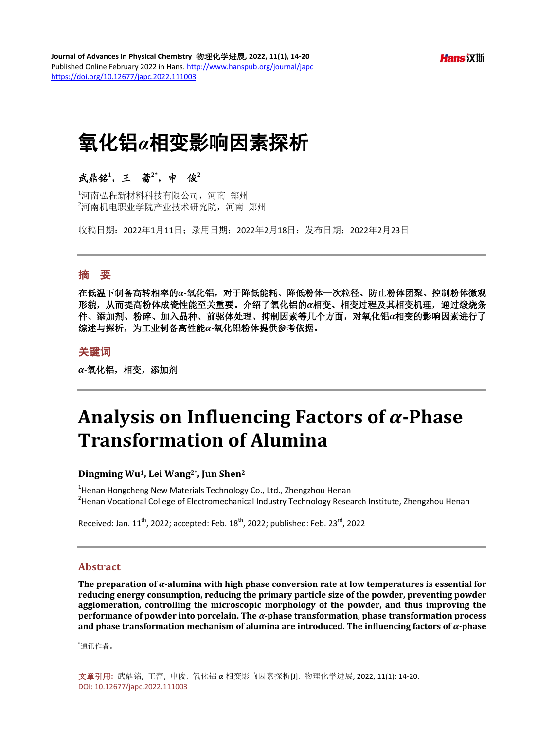# 氧化铝$\alpha$相变影响因素探析

**武鼎铭[1]，王　蕾[2*]，申　俊[2]**

[1]河南弘程新材料科技有限公司，河南　郑州
[2]河南机电职业学院产业技术研究院，河南　郑州

收稿日期：2022年1月11日；录用日期：2022年2月18日；发布日期：2022年2月23日

## 摘　要

**在低温下制备高转相率的$\alpha$-氧化铝，对于降低能耗、降低粉体一次粒径、防止粉体团聚、控制粉体微观形貌，从而提高粉体成瓷性能至关重要。介绍了氧化铝的$\alpha$相变、相变过程及其相变机理，通过煅烧条件、添加剂、粉碎、加入晶种、前驱体处理、抑制因素等几个方面，对氧化铝$\alpha$相变的影响因素进行了综述与探析，为工业制备高性能$\alpha$-氧化铝粉体提供参考依据。**

## 关键词

**$\alpha$-氧化铝，相变，添加剂**

# Analysis on Influencing Factors of $\alpha$-Phase Transformation of Alumina

**Dingming Wu[1], Lei Wang[2*], Jun Shen[2]**

[1]Henan Hongcheng New Materials Technology Co., Ltd., Zhengzhou Henan
[2]Henan Vocational College of Electromechanical Industry Technology Research Institute, Zhengzhou Henan

Received: Jan. 11th, 2022; accepted: Feb. 18th, 2022; published: Feb. 23rd, 2022

## Abstract

**The preparation of $\alpha$-alumina with high phase conversion rate at low temperatures is essential for reducing energy consumption, reducing the primary particle size of the powder, preventing powder agglomeration, controlling the microscopic morphology of the powder, and thus improving the performance of powder into porcelain. The $\alpha$-phase transformation, phase transformation process and phase transformation mechanism of alumina are introduced. The influencing factors of $\alpha$-phase**

*通讯作者。

文章引用：武鼎铭，王蕾，申俊．氧化铝$\alpha$相变影响因素探析[J]．物理化学进展，2022, 11(1): 14-20.
DOI: 10.12677/japc.2022.111003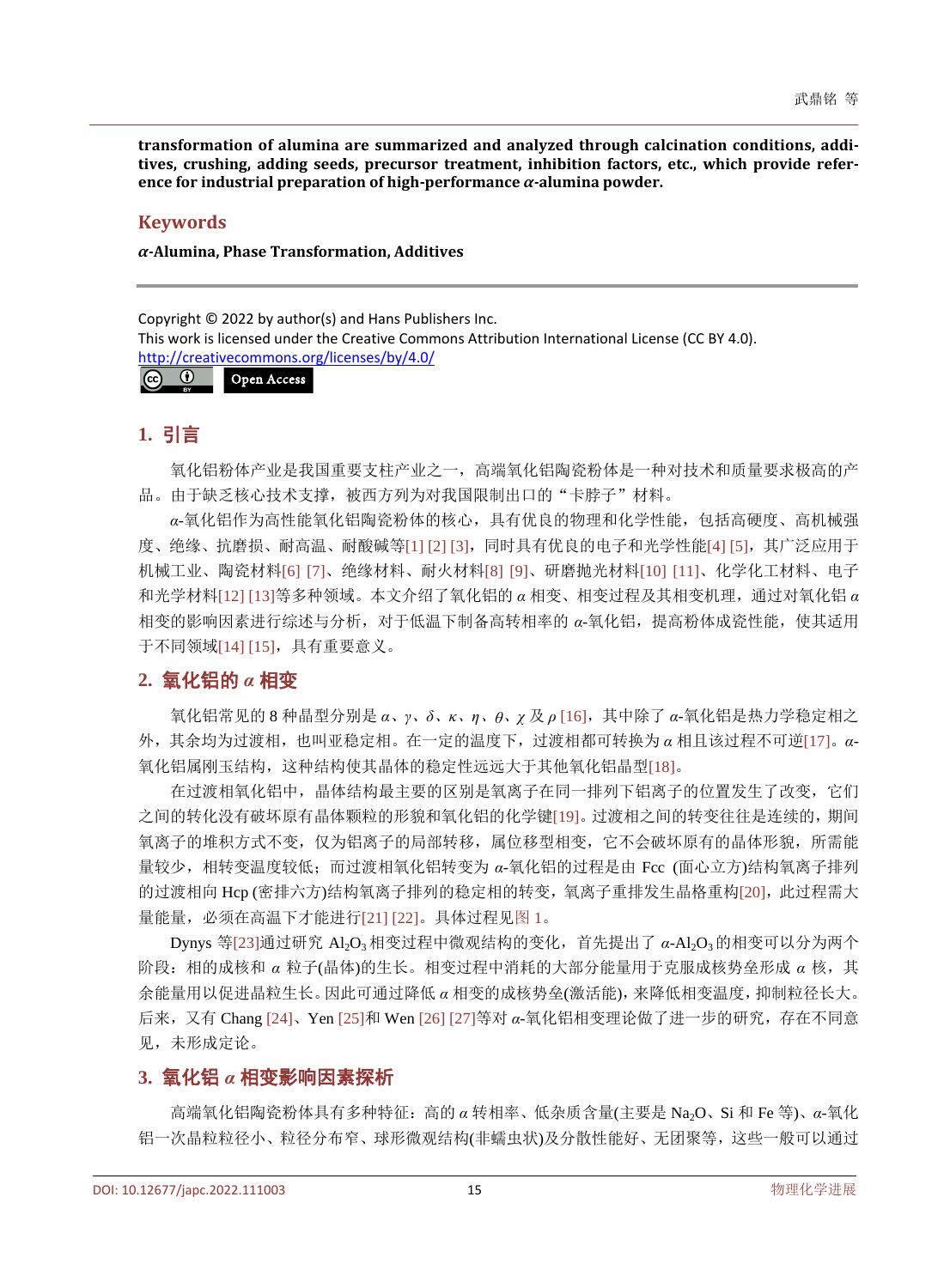**transformation of alumina are summarized and analyzed through calcination conditions, additives, crushing, adding seeds, precursor treatment, inhibition factors, etc., which provide reference for industrial preparation of high-performance *α*-alumina powder.**

## Keywords

***α*-Alumina, Phase Transformation, Additives**

Copyright © 2022 by author(s) and Hans Publishers Inc.
This work is licensed under the Creative Commons Attribution International License (CC BY 4.0).
http://creativecommons.org/licenses/by/4.0/

Open Access

## 1. 引言

氧化铝粉体产业是我国重要支柱产业之一，高端氧化铝陶瓷粉体是一种对技术和质量要求极高的产品。由于缺乏核心技术支撑，被西方列为对我国限制出口的“卡脖子”材料。

*α*-氧化铝作为高性能氧化铝陶瓷粉体的核心，具有优良的物理和化学性能，包括高硬度、高机械强度、绝缘、抗磨损、耐高温、耐酸碱等[1] [2] [3]，同时具有优良的电子和光学性能[4] [5]，其广泛应用于机械工业、陶瓷材料[6] [7]、绝缘材料、耐火材料[8] [9]、研磨抛光材料[10] [11]、化学化工材料、电子和光学材料[12] [13]等多种领域。本文介绍了氧化铝的 *α* 相变、相变过程及其相变机理，通过对氧化铝 *α* 相变的影响因素进行综述与分析，对于低温下制备高转相率的 *α*-氧化铝，提高粉体成瓷性能，使其适用于不同领域[14] [15]，具有重要意义。

## 2. 氧化铝的 *α* 相变

氧化铝常见的 8 种晶型分别是 *α*、*γ*、*δ*、*κ*、*η*、*θ*、*χ* 及 *ρ* [16]，其中除了 *α*-氧化铝是热力学稳定相之外，其余均为过渡相，也叫亚稳定相。在一定的温度下，过渡相都可转换为 *α* 相且该过程不可逆[17]。*α*-氧化铝属刚玉结构，这种结构使其晶体的稳定性远远大于其他氧化铝晶型[18]。

在过渡相氧化铝中，晶体结构最主要的区别是氧离子在同一排列下铝离子的位置发生了改变，它们之间的转化没有破坏原有晶体颗粒的形貌和氧化铝的化学键[19]。过渡相之间的转变往往是连续的，期间氧离子的堆积方式不变，仅为铝离子的局部转移，属位移型相变，它不会破坏原有的晶体形貌，所需能量较少，相转变温度较低；而过渡相氧化铝转变为 *α*-氧化铝的过程是由 Fcc (面心立方)结构氧离子排列的过渡相向 Hcp (密排六方)结构氧离子排列的稳定相的转变，氧离子重排发生晶格重构[20]，此过程需大量能量，必须在高温下才能进行[21] [22]。具体过程见图 1。

Dynys 等[23]通过研究 $Al_2O_3$ 相变过程中微观结构的变化，首先提出了 *α*-$Al_2O_3$ 的相变可以分为两个阶段：相的成核和 *α* 粒子(晶体)的生长。相变过程中消耗的大部分能量用于克服成核势垒形成 *α* 核，其余能量用以促进晶粒生长。因此可通过降低 *α* 相变的成核势垒(激活能)，来降低相变温度，抑制粒径长大。后来，又有 Chang [24]、Yen [25]和 Wen [26] [27]等对 *α*-氧化铝相变理论做了进一步的研究，存在不同意见，未形成定论。

## 3. 氧化铝 *α* 相变影响因素探析

高端氧化铝陶瓷粉体具有多种特征：高的 *α* 转相率、低杂质含量(主要是 $Na_2O$、Si 和 Fe 等)、*α*-氧化铝一次晶粒粒径小、粒径分布窄、球形微观结构(非蠕虫状)及分散性能好、无团聚等，这些一般可以通过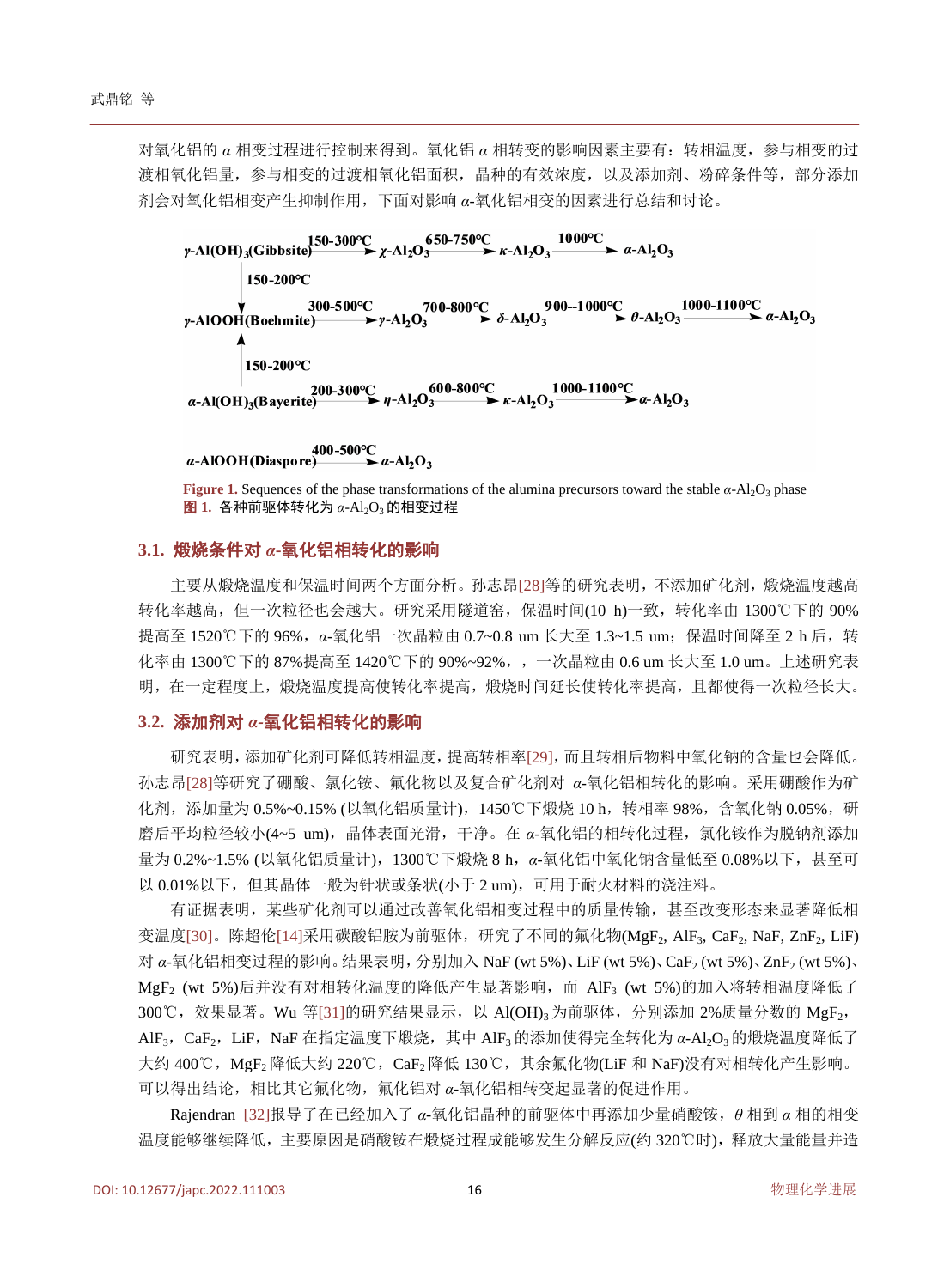对氧化铝的 $\alpha$ 相变过程进行控制来得到。氧化铝 $\alpha$ 相转变的影响因素主要有：转相温度，参与相变的过渡相氧化铝量，参与相变的过渡相氧化铝面积，晶种的有效浓度，以及添加剂、粉碎条件等，部分添加剂会对氧化铝相变产生抑制作用，下面对影响 $\alpha$-氧化铝相变的因素进行总结和讨论。

$\gamma$-Al(OH)$_3$(Gibbsite) $\xrightarrow{150\text{-}300℃}$ $\chi$-Al$_2$O$_3$ $\xrightarrow{650\text{-}750℃}$ $\kappa$-Al$_2$O$_3$ $\xrightarrow{1000℃}$ $\alpha$-Al$_2$O$_3$

$\gamma$-Al(OH)$_3$(Gibbsite) $\xrightarrow{150\text{-}200℃}$ $\gamma$-AlOOH(Boehmite)

$\gamma$-AlOOH(Boehmite) $\xrightarrow{300\text{-}500℃}$ $\gamma$-Al$_2$O$_3$ $\xrightarrow{700\text{-}800℃}$ $\delta$-Al$_2$O$_3$ $\xrightarrow{900\text{-}1000℃}$ $\theta$-Al$_2$O$_3$ $\xrightarrow{1000\text{-}1100℃}$ $\alpha$-Al$_2$O$_3$

$\alpha$-Al(OH)$_3$(Bayerite) $\xrightarrow{150\text{-}200℃}$ $\gamma$-AlOOH(Boehmite)

$\alpha$-Al(OH)$_3$(Bayerite) $\xrightarrow{200\text{-}300℃}$ $\eta$-Al$_2$O$_3$ $\xrightarrow{600\text{-}800℃}$ $\kappa$-Al$_2$O$_3$ $\xrightarrow{1000\text{-}1100℃}$ $\alpha$-Al$_2$O$_3$

$\alpha$-AlOOH(Diaspore) $\xrightarrow{400\text{-}500℃}$ $\alpha$-Al$_2$O$_3$

**Figure 1.** Sequences of the phase transformations of the alumina precursors toward the stable $\alpha$-$Al_2O_3$ phase
**图 1.** 各种前驱体转化为 $\alpha$-$Al_2O_3$ 的相变过程

### 3.1. 煅烧条件对 $\alpha$-氧化铝相转化的影响

主要从煅烧温度和保温时间两个方面分析。孙志昂[28]等的研究表明，不添加矿化剂，煅烧温度越高转化率越高，但一次粒径也会越大。研究采用隧道窑，保温时间(10 h)一致，转化率由 1300℃下的 90%提高至 1520℃下的 96%，$\alpha$-氧化铝一次晶粒由 0.7~0.8 um 长大至 1.3~1.5 um；保温时间降至 2 h 后，转化率由 1300℃下的 87%提高至 1420℃下的 90%~92%，，一次晶粒由 0.6 um 长大至 1.0 um。上述研究表明，在一定程度上，煅烧温度提高使转化率提高，煅烧时间延长使转化率提高，且都使得一次粒径长大。

### 3.2. 添加剂对 $\alpha$-氧化铝转化的影响

研究表明，添加矿化剂可降低转相温度，提高转相率[29]，而且转相后物料中氧化钠的含量也会降低。孙志昂[28]等研究了硼酸、氯化铵、氟化物以及复合矿化剂对 $\alpha$-氧化铝相转化的影响。采用硼酸作为矿化剂，添加量为 0.5%~0.15% (以氧化铝质量计)，1450℃下煅烧 10 h，转化率 98%，含氧化钠 0.05%，研磨后平均粒径较小(4~5 um)，晶体表面光滑，干净。在 $\alpha$-氧化铝的相转化过程，氯化铵作为脱钠剂添加量为 0.2%~1.5% (以氧化铝质量计)，1300℃下煅烧 8 h，$\alpha$-氧化铝中氧化钠含量低至 0.08%以下，甚至可以 0.01%以下，但其晶体一般为针状或条状(小于 2 um)，可用于耐火材料的浇注料。

有证据表明，某些矿化剂可以通过改善氧化铝相变过程中的质量传输，甚至改变形态来显著降低相变温度[30]。陈超伦[14]采用碳酸铝胺为前驱体，研究了不同的氟化物($MgF_2$, $AlF_3$, $CaF_2$, NaF, $ZnF_2$, LiF)对 $\alpha$-氧化铝相变过程的影响。结果表明，分别加入 NaF (wt 5%)、LiF (wt 5%)、$CaF_2$ (wt 5%)、$ZnF_2$ (wt 5%)、$MgF_2$ (wt 5%)后并没有对相转化温度的降低产生显著影响，而 $AlF_3$ (wt 5%)的加入将转相温度降低了 300℃，效果显著。Wu 等[31]的研究结果显示，以 $Al(OH)_3$ 为前驱体，分别添加 2%质量分数的 $MgF_2$，$AlF_3$，$CaF_2$，LiF，NaF 在指定温度下煅烧，其中 $AlF_3$ 的添加使得完全转化为 $\alpha$-$Al_2O_3$ 的煅烧温度降低了大约 400℃，$MgF_2$ 降低大约 220℃，$CaF_2$ 降低 130℃，其余氟化物(LiF 和 NaF)没有对相转化产生影响。可以得出结论，相比其它氟化物，氟化铝对 $\alpha$-氧化铝相转变起显著的促进作用。

Rajendran [32]报导了在已经加入了 $\alpha$-氧化铝晶种的前驱体中再添加少量硝酸铵，$\theta$ 相到 $\alpha$ 相的相变温度能够继续降低，主要原因是硝酸铵在煅烧过程成能够发生分解反应(约 320℃时)，释放大量能量并造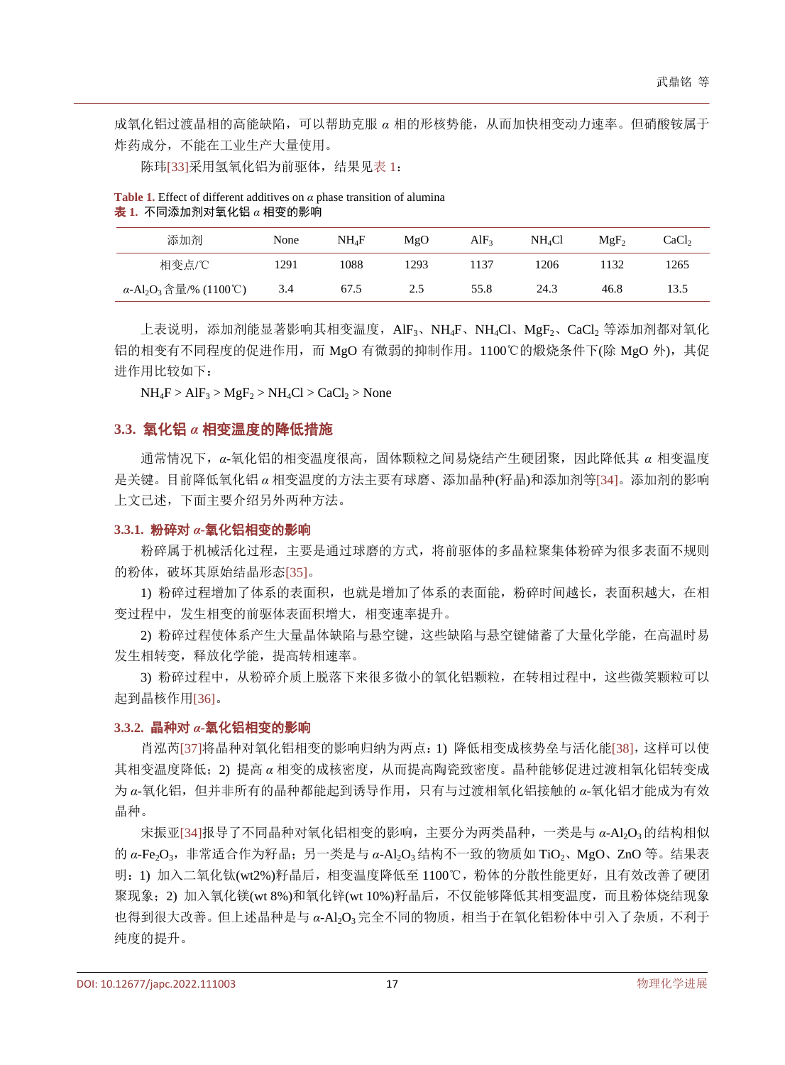成氧化铝过渡晶相的高能缺陷，可以帮助克服 $\alpha$ 相的形核势能，从而加快相变动力速率。但硝酸铵属于炸药成分，不能在工业生产大量使用。

陈玮[33]采用氢氧化铝为前驱体，结果见表 1：

**Table 1.** Effect of different additives on $\alpha$ phase transition of alumina
**表 1.** 不同添加剂对氧化铝 $\alpha$ 相变的影响

| 添加剂 | None | $NH_4F$ | MgO | $AlF_3$ | $NH_4Cl$ | $MgF_2$ | $CaCl_2$ |
|---|---|---|---|---|---|---|---|
| 相变点/℃ | 1291 | 1088 | 1293 | 1137 | 1206 | 1132 | 1265 |
| $\alpha$-$Al_2O_3$ 含量/% (1100℃) | 3.4 | 67.5 | 2.5 | 55.8 | 24.3 | 46.8 | 13.5 |

上表说明，添加剂能显著影响其相变温度，$AlF_3$、$NH_4F$、$NH_4Cl$、$MgF_2$、$CaCl_2$ 等添加剂都对氧化铝的相变有不同程度的促进作用，而 MgO 有微弱的抑制作用。1100℃的煅烧条件下(除 MgO 外)，其促进作用比较如下：

$NH_4F > AlF_3 > MgF_2 > NH_4Cl > CaCl_2 >$ None

## 3.3. 氧化铝 $\alpha$ 相变温度的降低措施

通常情况下，$\alpha$-氧化铝的相变温度很高，固体颗粒之间易烧结产生硬团聚，因此降低其 $\alpha$ 相变温度是关键。目前降低氧化铝 $\alpha$ 相变温度的方法主要有球磨、添加晶种(籽晶)和添加剂等[34]。添加剂的影响上文已述，下面主要介绍另外两种方法。

### 3.3.1. 粉碎对 $\alpha$-氧化铝相变的影响

粉碎属于机械活化过程，主要是通过球磨的方式，将前驱体的多晶粒聚集体粉碎为很多表面不规则的粉体，破坏其原始结晶形态[35]。

1) 粉碎过程增加了体系的表面积，也就是增加了体系的表面能，粉碎时间越长，表面积越大，在相变过程中，发生相变的前驱体表面积增大，相变速率提升。

2) 粉碎过程使体系产生大量晶体缺陷与悬空键，这些缺陷与悬空键储蓄了大量化学能，在高温时易发生相转变，释放化学能，提高转相速率。

3) 粉碎过程中，从粉碎介质上脱落下来很多微小的氧化铝颗粒，在转相过程中，这些微笑颗粒可以起到晶核作用[36]。

### 3.3.2. 晶种对 $\alpha$-氧化铝相变的影响

肖泓芮[37]将晶种对氧化铝相变的影响归纳为两点：1) 降低相变成核势垒与活化能[38]，这样可以使其相变温度降低；2) 提高 $\alpha$ 相变的成核密度，从而提高陶瓷致密度。晶种能够促进过渡相氧化铝转变成为 $\alpha$-氧化铝，但并非所有的晶种都能起到诱导作用，只有与过渡相氧化铝接触的 $\alpha$-氧化铝才能成为有效晶种。

宋振亚[34]报导了不同晶种对氧化铝相变的影响，主要分为两类晶种，一类是与 $\alpha$-$Al_2O_3$ 的结构相似的 $\alpha$-$Fe_2O_3$，非常适合作为籽晶；另一类是与 $\alpha$-$Al_2O_3$ 结构不一致的物质如 $TiO_2$、MgO、ZnO 等。结果表明：1) 加入二氧化钛(wt2%)籽晶后，相变温度降低至 1100℃，粉体的分散性能更好，且有效改善了硬团聚现象；2) 加入氧化镁(wt 8%)和氧化锌(wt 10%)籽晶后，不仅能够降低其相变温度，而且粉体烧结现象也得到很大改善。但上述晶种是与 $\alpha$-$Al_2O_3$ 完全不同的物质，相当于在氧化铝粉体中引入了杂质，不利于纯度的提升。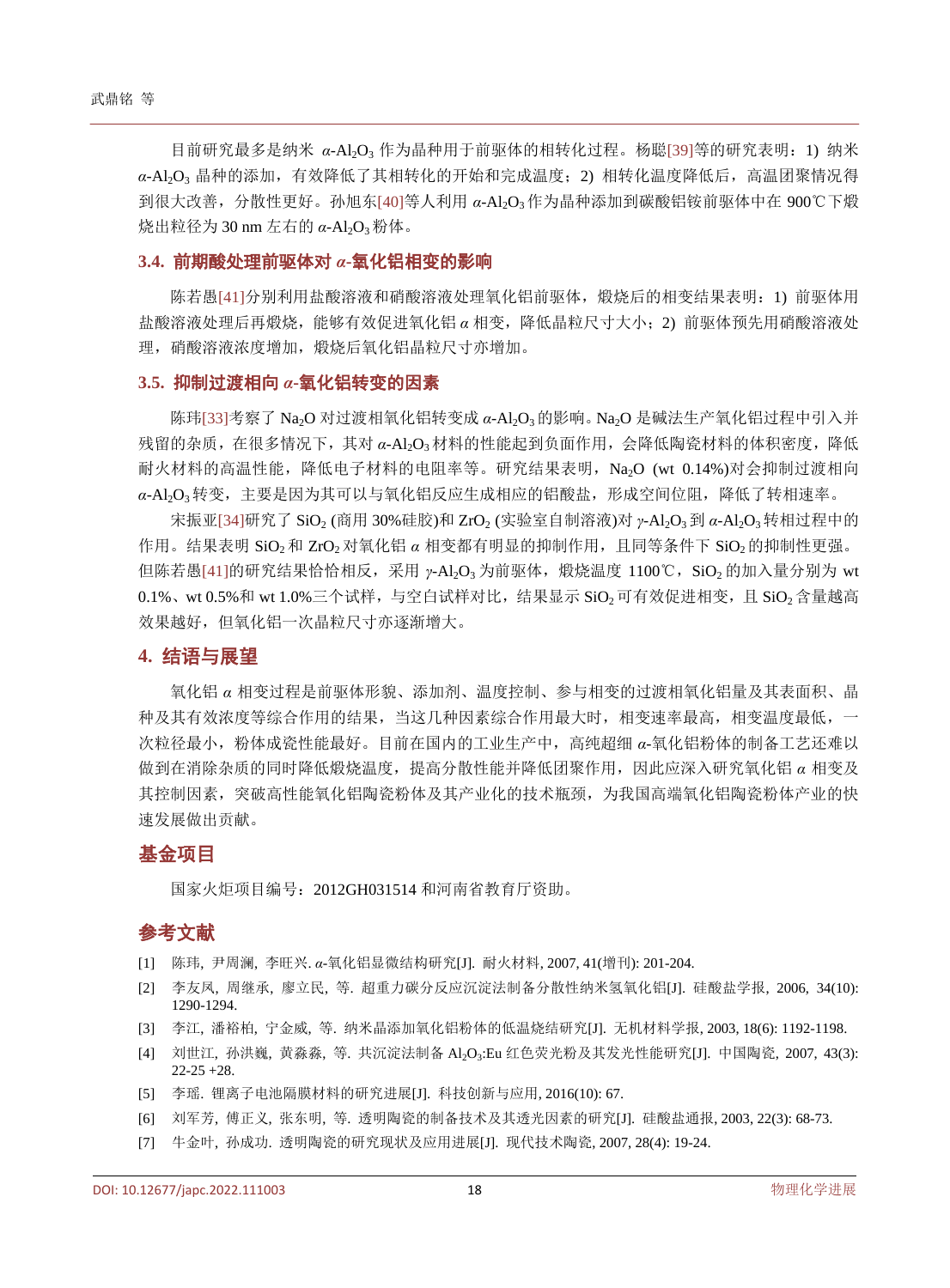目前研究最多是纳米 $\alpha$-$Al_2O_3$ 作为晶种用于前驱体的相转化过程。杨聪[39]等的研究表明：1) 纳米 $\alpha$-$Al_2O_3$ 晶种的添加，有效降低了其相转化的开始和完成温度；2) 相转化温度降低后，高温团聚情况得到很大改善，分散性更好。孙旭东[40]等人利用 $\alpha$-$Al_2O_3$ 作为晶种添加到碳酸铝铵前驱体中在 900℃下煅烧出粒径为 30 nm 左右的 $\alpha$-$Al_2O_3$ 粉体。

### 3.4. 前期酸处理前驱体对 $\alpha$-氧化铝相变的影响

陈若愚[41]分别利用盐酸溶液和硝酸溶液处理氧化铝前驱体，煅烧后的相变结果表明：1) 前驱体用盐酸溶液处理后再煅烧，能够有效促进氧化铝 $\alpha$ 相变，降低晶粒尺寸大小；2) 前驱体预先用硝酸溶液处理，硝酸溶液浓度增加，煅烧后氧化铝晶粒尺寸亦增加。

### 3.5. 抑制过渡相向 $\alpha$-氧化铝转变的因素

陈玮[33]考察了 $Na_2O$ 对过渡相氧化铝转变成 $\alpha$-$Al_2O_3$ 的影响。$Na_2O$ 是碱法生产氧化铝过程中引入并残留的杂质，在很多情况下，其对 $\alpha$-$Al_2O_3$ 材料的性能起到负面作用，会降低陶瓷材料的体积密度，降低耐火材料的高温性能，降低电子材料的电阻率等。研究结果表明，$Na_2O$ (wt 0.14%)对会抑制过渡相向 $\alpha$-$Al_2O_3$ 转变，主要是因为其可以与氧化铝反应生成相应的铝酸盐，形成空间位阻，降低了转相速率。

宋振亚[34]研究了 $SiO_2$ (商用 30%硅胶)和 $ZrO_2$ (实验室自制溶液)对 $\gamma$-$Al_2O_3$ 到 $\alpha$-$Al_2O_3$ 转相过程中的作用。结果表明 $SiO_2$ 和 $ZrO_2$ 对氧化铝 $\alpha$ 相变都有明显的抑制作用，且同等条件下 $SiO_2$ 的抑制性更强。但陈若愚[41]的研究结果恰恰相反，采用 $\gamma$-$Al_2O_3$ 为前驱体，煅烧温度 1100℃，$SiO_2$ 的加入量分别为 wt 0.1%、wt 0.5%和 wt 1.0%三个试样，与空白试样对比，结果显示 $SiO_2$ 可有效促进相变，且 $SiO_2$ 含量越高效果越好，但氧化铝一次晶粒尺寸亦逐渐增大。

## 4. 结语与展望

氧化铝 $\alpha$ 相变过程是前驱体形貌、添加剂、温度控制、参与相变的过渡相氧化铝量及其表面积、晶种及其有效浓度等综合作用的结果，当这几种因素综合作用最大时，相变速率最高，相变温度最低，一次粒径最小，粉体成瓷性能最好。目前在国内的工业生产中，高纯超细 $\alpha$-氧化铝粉体的制备工艺还难以做到在消除杂质的同时降低煅烧温度，提高分散性能并降低团聚作用，因此应深入研究氧化铝 $\alpha$ 相变及其控制因素，突破高性能氧化铝陶瓷粉体及其产业化的技术瓶颈，为我国高端氧化铝陶瓷粉体产业的快速发展做出贡献。

## 基金项目

国家火炬项目编号：2012GH031514 和河南省教育厅资助。

## 参考文献

[1] 陈玮, 尹周澜, 李旺兴. $\alpha$-氧化铝显微结构研究[J]. 耐火材料, 2007, 41(增刊): 201-204.

[2] 李友凤, 周继承, 廖立民, 等. 超重力碳分反应沉淀法制备分散性纳米氢氧化铝[J]. 硅酸盐学报, 2006, 34(10): 1290-1294.

[3] 李江, 潘裕柏, 宁金威, 等. 纳米晶添加氧化铝粉体的低温烧结研究[J]. 无机材料学报, 2003, 18(6): 1192-1198.

[4] 刘世江, 孙洪巍, 黄淼淼, 等. 共沉淀法制备 $Al_2O_3$:Eu 红色荧光粉及其发光性能研究[J]. 中国陶瓷, 2007, 43(3): 22-25 +28.

[5] 李瑶. 锂离子电池隔膜材料的研究进展[J]. 科技创新与应用, 2016(10): 67.

[6] 刘军芳, 傅正义, 张东明, 等. 透明陶瓷的制备技术及其透光因素的研究[J]. 硅酸盐通报, 2003, 22(3): 68-73.

[7] 牛金叶, 孙成功. 透明陶瓷的研究现状及应用进展[J]. 现代技术陶瓷, 2007, 28(4): 19-24.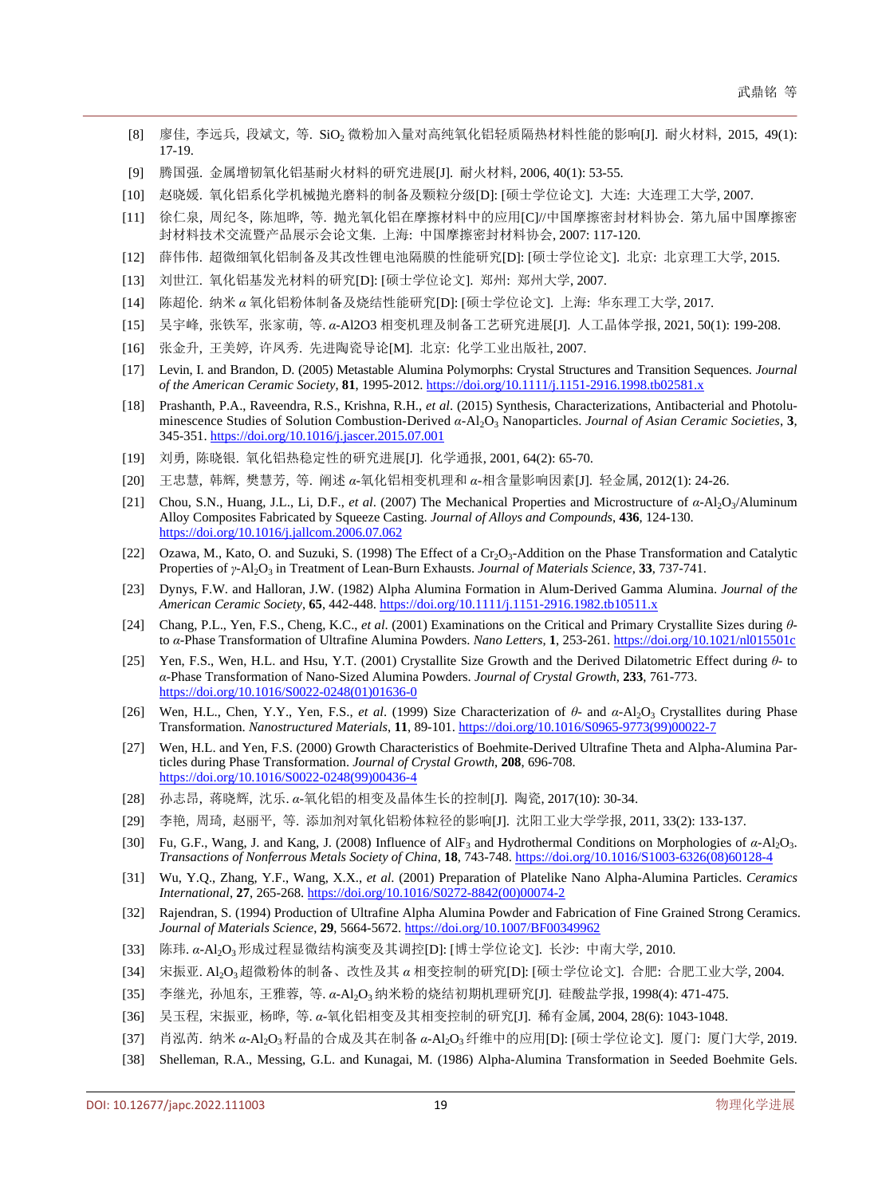[8] 廖佳, 李远兵, 段斌文, 等. $SiO_2$ 微粉加入量对高纯氧化铝轻质隔热材料性能的影响[J]. 耐火材料, 2015, 49(1): 17-19.

[9] 腾国强. 金属增韧氧化铝基耐火材料的研究进展[J]. 耐火材料, 2006, 40(1): 53-55.

[10] 赵晓媛. 氧化铝系化学机械抛光磨料的制备及颗粒分级[D]: [硕士学位论文]. 大连: 大连理工大学, 2007.

[11] 徐仁泉, 周纪冬, 陈旭晔, 等. 抛光氧化铝在摩擦材料中的应用[C]//中国摩擦密封材料协会. 第九届中国摩擦密封材料技术交流暨产品展示会论文集. 上海: 中国摩擦密封材料协会, 2007: 117-120.

[12] 薛伟伟. 超微细氧化铝制备及其改性锂电池隔膜的性能研究[D]: [硕士学位论文]. 北京: 北京理工大学, 2015.

[13] 刘世江. 氧化铝基发光材料的研究[D]: [硕士学位论文]. 郑州: 郑州大学, 2007.

[14] 陈超伦. 纳米 $\alpha$ 氧化铝粉体制备及烧结性能研究[D]: [硕士学位论文]. 上海: 华东理工大学, 2017.

[15] 吴宇峰, 张铁军, 张家萌, 等. $\alpha$-Al2O3 相变机理及制备工艺研究进展[J]. 人工晶体学报, 2021, 50(1): 199-208.

[16] 张金升, 王美婷, 许凤秀. 先进陶瓷导论[M]. 北京: 化学工业出版社, 2007.

[17] Levin, I. and Brandon, D. (2005) Metastable Alumina Polymorphs: Crystal Structures and Transition Sequences. *Journal of the American Ceramic Society*, **81**, 1995-2012. https://doi.org/10.1111/j.1151-2916.1998.tb02581.x

[18] Prashanth, P.A., Raveendra, R.S., Krishna, R.H., *et al*. (2015) Synthesis, Characterizations, Antibacterial and Photoluminescence Studies of Solution Combustion-Derived $\alpha$-$Al_2O_3$ Nanoparticles. *Journal of Asian Ceramic Societies*, **3**, 345-351. https://doi.org/10.1016/j.jascer.2015.07.001

[19] 刘勇, 陈晓银. 氧化铝热稳定性的研究进展[J]. 化学通报, 2001, 64(2): 65-70.

[20] 王忠慧, 韩辉, 樊慧芳, 等. 阐述 $\alpha$-氧化铝相变机理和 $\alpha$-相含量影响因素[J]. 轻金属, 2012(1): 24-26.

[21] Chou, S.N., Huang, J.L., Li, D.F., *et al*. (2007) The Mechanical Properties and Microstructure of $\alpha$-$Al_2O_3$/Aluminum Alloy Composites Fabricated by Squeeze Casting. *Journal of Alloys and Compounds*, **436**, 124-130. https://doi.org/10.1016/j.jallcom.2006.07.062

[22] Ozawa, M., Kato, O. and Suzuki, S. (1998) The Effect of a $Cr_2O_3$-Addition on the Phase Transformation and Catalytic Properties of $\gamma$-$Al_2O_3$ in Treatment of Lean-Burn Exhausts. *Journal of Materials Science*, **33**, 737-741.

[23] Dynys, F.W. and Halloran, J.W. (1982) Alpha Alumina Formation in Alum-Derived Gamma Alumina. *Journal of the American Ceramic Society*, **65**, 442-448. https://doi.org/10.1111/j.1151-2916.1982.tb10511.x

[24] Chang, P.L., Yen, F.S., Cheng, K.C., *et al*. (2001) Examinations on the Critical and Primary Crystallite Sizes during $\theta$- to $\alpha$-Phase Transformation of Ultrafine Alumina Powders. *Nano Letters*, **1**, 253-261. https://doi.org/10.1021/nl015501c

[25] Yen, F.S., Wen, H.L. and Hsu, Y.T. (2001) Crystallite Size Growth and the Derived Dilatometric Effect during $\theta$- to $\alpha$-Phase Transformation of Nano-Sized Alumina Powders. *Journal of Crystal Growth*, **233**, 761-773. https://doi.org/10.1016/S0022-0248(01)01636-0

[26] Wen, H.L., Chen, Y.Y., Yen, F.S., *et al*. (1999) Size Characterization of $\theta$- and $\alpha$-$Al_2O_3$ Crystallites during Phase Transformation. *Nanostructured Materials*, **11**, 89-101. https://doi.org/10.1016/S0965-9773(99)00022-7

[27] Wen, H.L. and Yen, F.S. (2000) Growth Characteristics of Boehmite-Derived Ultrafine Theta and Alpha-Alumina Particles during Phase Transformation. *Journal of Crystal Growth*, **208**, 696-708. https://doi.org/10.1016/S0022-0248(99)00436-4

[28] 孙志昂, 蒋晓辉, 沈乐. $\alpha$-氧化铝的相变及晶体生长的控制[J]. 陶瓷, 2017(10): 30-34.

[29] 李艳, 周琦, 赵丽平, 等. 添加剂对氧化铝粉体粒径的影响[J]. 沈阳工业大学学报, 2011, 33(2): 133-137.

[30] Fu, G.F., Wang, J. and Kang, J. (2008) Influence of $AlF_3$ and Hydrothermal Conditions on Morphologies of $\alpha$-$Al_2O_3$. *Transactions of Nonferrous Metals Society of China*, **18**, 743-748. https://doi.org/10.1016/S1003-6326(08)60128-4

[31] Wu, Y.Q., Zhang, Y.F., Wang, X.X., *et al*. (2001) Preparation of Platelike Nano Alpha-Alumina Particles. *Ceramics International*, **27**, 265-268. https://doi.org/10.1016/S0272-8842(00)00074-2

[32] Rajendran, S. (1994) Production of Ultrafine Alpha Alumina Powder and Fabrication of Fine Grained Strong Ceramics. *Journal of Materials Science*, **29**, 5664-5672. https://doi.org/10.1007/BF00349962

[33] 陈玮. $\alpha$-$Al_2O_3$ 形成过程显微结构演变及其调控[D]: [博士学位论文]. 长沙: 中南大学, 2010.

[34] 宋振亚. $Al_2O_3$ 超微粉体的制备、改性及其 $\alpha$ 相变控制的研究[D]: [硕士学位论文]. 合肥: 合肥工业大学, 2004.

[35] 李继光, 孙旭东, 王雅蓉, 等. $\alpha$-$Al_2O_3$ 纳米粉的烧结初期机理研究[J]. 硅酸盐学报, 1998(4): 471-475.

[36] 吴玉程, 宋振亚, 杨晔, 等. $\alpha$-氧化铝相变及其相变控制的研究[J]. 稀有金属, 2004, 28(6): 1043-1048.

[37] 肖泓芮. 纳米 $\alpha$-$Al_2O_3$ 籽晶的合成及其在制备 $\alpha$-$Al_2O_3$ 纤维中的应用[D]: [硕士学位论文]. 厦门: 厦门大学, 2019.

[38] Shelleman, R.A., Messing, G.L. and Kunagai, M. (1986) Alpha-Alumina Transformation in Seeded Boehmite Gels.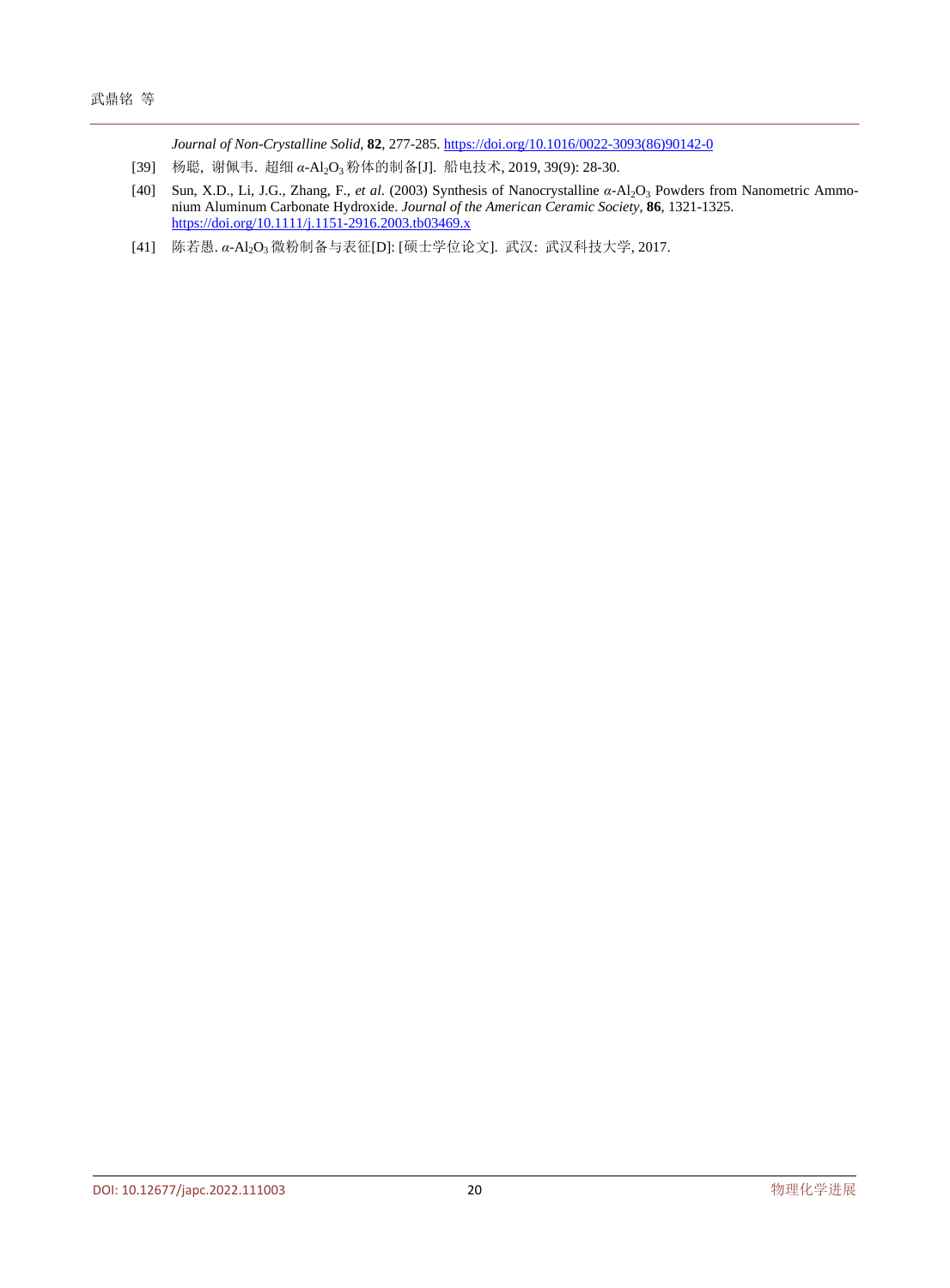*Journal of Non-Crystalline Solid*, **82**, 277-285. https://doi.org/10.1016/0022-3093(86)90142-0

[39] 杨聪, 谢佩韦. 超细 $\alpha$-$Al_2O_3$ 粉体的制备[J]. 船电技术, 2019, 39(9): 28-30.

[40] Sun, X.D., Li, J.G., Zhang, F., *et al*. (2003) Synthesis of Nanocrystalline $\alpha$-$Al_2O_3$ Powders from Nanometric Ammonium Aluminum Carbonate Hydroxide. *Journal of the American Ceramic Society*, **86**, 1321-1325. https://doi.org/10.1111/j.1151-2916.2003.tb03469.x

[41] 陈若愚. $\alpha$-$Al_2O_3$ 微粉制备与表征[D]: [硕士学位论文]. 武汉: 武汉科技大学, 2017.